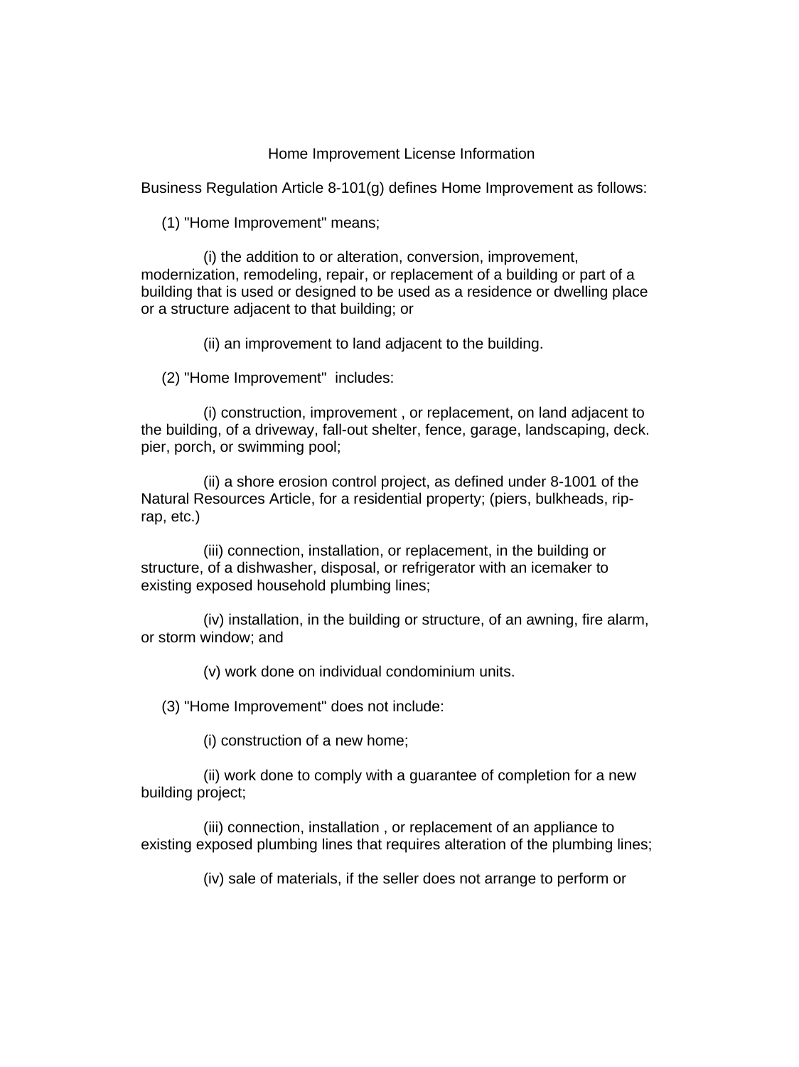# Home Improvement License Information

Business Regulation Article 8-101(g) defines Home Improvement as follows:

(1) "Home Improvement" means;

(i) the addition to or alteration, conversion, improvement, modernization, remodeling, repair, or replacement of a building or part of a building that is used or designed to be used as a residence or dwelling place or a structure adjacent to that building; or

(ii) an improvement to land adjacent to the building.

(2) "Home Improvement" includes:

(i) construction, improvement , or replacement, on land adjacent to the building, of a driveway, fall-out shelter, fence, garage, landscaping, deck. pier, porch, or swimming pool;

(ii) a shore erosion control project, as defined under 8-1001 of the Natural Resources Article, for a residential property; (piers, bulkheads, rip-rap, etc.)

(iii) connection, installation, or replacement, in the building or structure, of a dishwasher, disposal, or refrigerator with an icemaker to existing exposed household plumbing lines;

(iv) installation, in the building or structure, of an awning, fire alarm, or storm window; and

(v) work done on individual condominium units.

(3) "Home Improvement" does not include:

(i) construction of a new home;

(ii) work done to comply with a guarantee of completion for a new building project;

(iii) connection, installation , or replacement of an appliance to existing exposed plumbing lines that requires alteration of the plumbing lines;

(iv) sale of materials, if the seller does not arrange to perform or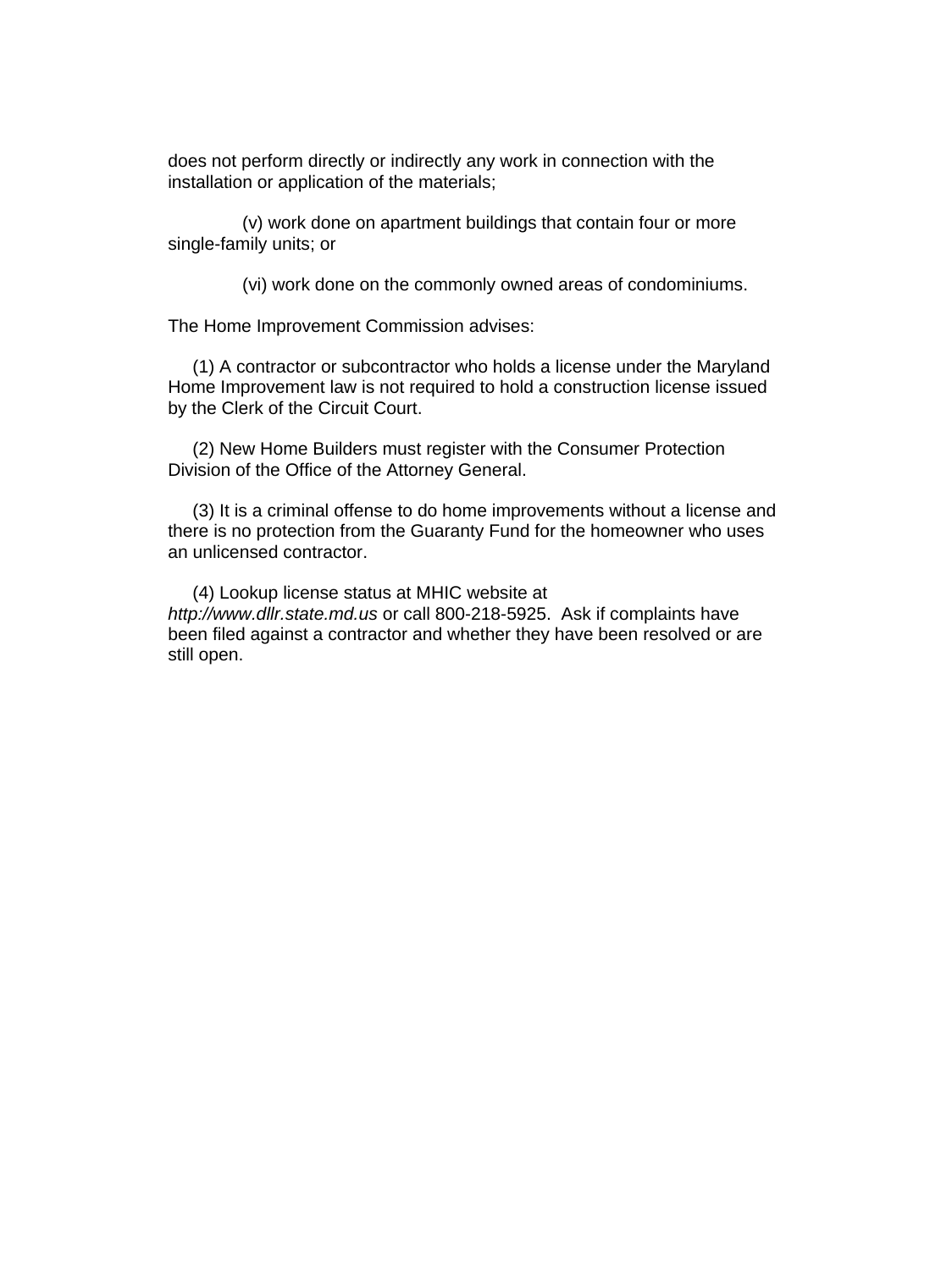does not perform directly or indirectly any work in connection with the installation or application of the materials;

(v) work done on apartment buildings that contain four or more single-family units; or

(vi) work done on the commonly owned areas of condominiums.

The Home Improvement Commission advises:

(1) A contractor or subcontractor who holds a license under the Maryland Home Improvement law is not required to hold a construction license issued by the Clerk of the Circuit Court.

(2) New Home Builders must register with the Consumer Protection Division of the Office of the Attorney General.

(3) It is a criminal offense to do home improvements without a license and there is no protection from the Guaranty Fund for the homeowner who uses an unlicensed contractor.

(4) Lookup license status at MHIC website at *http://www.dllr.state.md.us* or call 800-218-5925. Ask if complaints have been filed against a contractor and whether they have been resolved or are still open.